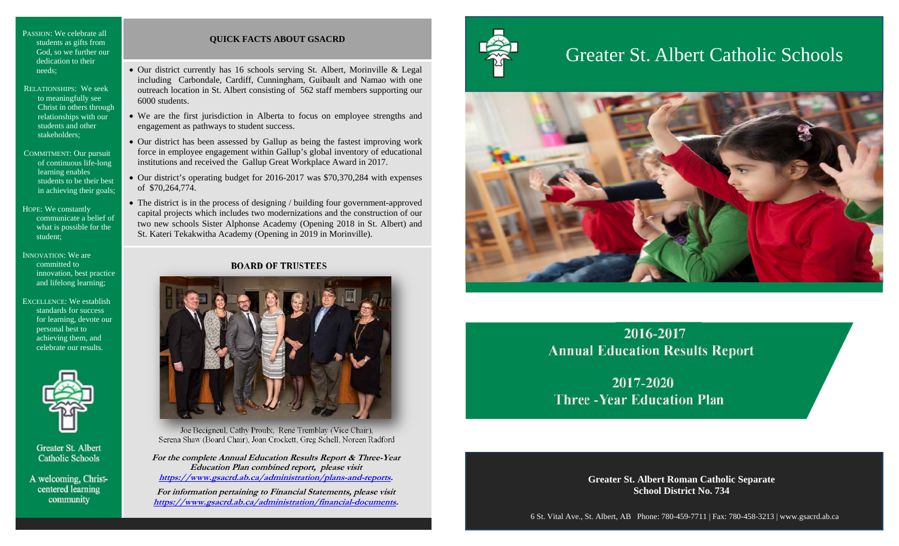PASSION: We celebrate all students as gifts from God, so we further our dedication to their needs;

RELATIONSHIPS: We seek to meaningfully see Christ in others through relationships with our students and other stakeholders;

COMMITMENT: Our pursuit of continuous life-long learning enables students to be their best in achieving their goals;

HOPE: We constantly communicate a belief of what is possible for the student;

INNOVATION: We are committed to innovation, best practice and lifelong learning;

EXCELLENCE: We establish standards for success for learning, devote our personal best to achieving them, and celebrate our results.

Greater St. Albert Catholic Schools

A welcoming, Christ-centered learning community

## QUICK FACTS ABOUT GSACRD

- Our district currently has 16 schools serving St. Albert, Morinville & Legal including Carbondale, Cardiff, Cunningham, Guibault and Namao with one outreach location in St. Albert consisting of 562 staff members supporting our 6000 students.
- We are the first jurisdiction in Alberta to focus on employee strengths and engagement as pathways to student success.
- Our district has been assessed by Gallup as being the fastest improving work force in employee engagement within Gallup's global inventory of educational institutions and received the Gallup Great Workplace Award in 2017.
- Our district's operating budget for 2016-2017 was $70,370,284 with expenses of $70,264,774.
- The district is in the process of designing / building four government-approved capital projects which includes two modernizations and the construction of our two new schools Sister Alphonse Academy (Opening 2018 in St. Albert) and St. Kateri Tekakwitha Academy (Opening in 2019 in Morinville).

## BOARD OF TRUSTEES

Joe Becigneul, Cathy Proulx, René Tremblay (Vice Chair), Serena Shaw (Board Chair), Joan Crockett, Greg Schell, Noreen Radford

***For the complete Annual Education Results Report & Three-Year Education Plan combined report, please visit [https://www.gsacrd.ab.ca/administration/plans-and-reports](https://www.gsacrd.ab.ca/administration/plans-and-reports).***

***For information pertaining to Financial Statements, please visit [https://www.gsacrd.ab.ca/administration/financial-documents](https://www.gsacrd.ab.ca/administration/financial-documents).***

# Greater St. Albert Catholic Schools

## 2016-2017 Annual Education Results Report

## 2017-2020 Three -Year Education Plan

**Greater St. Albert Roman Catholic Separate School District No. 734**

6 St. Vital Ave., St. Albert, AB Phone: 780-459-7711 | Fax: 780-458-3213 | www.gsacrd.ab.ca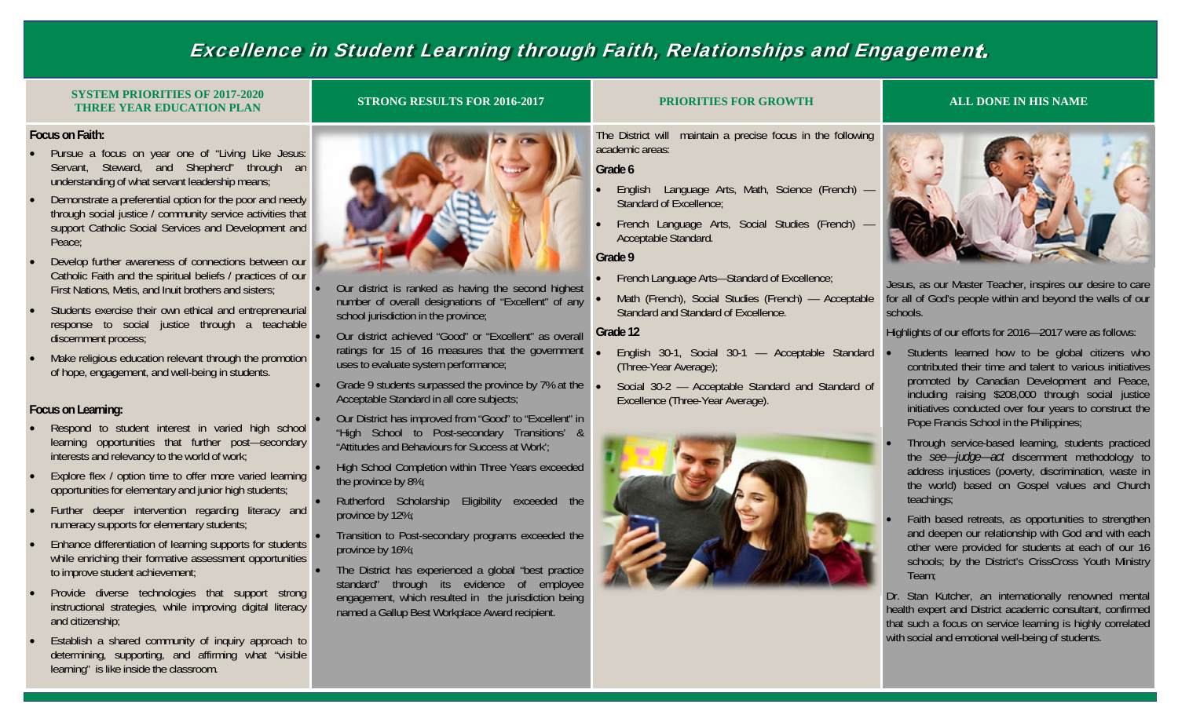# Excellence in Student Learning through Faith, Relationships and Engagement.

## SYSTEM PRIORITIES OF 2017-2020 THREE YEAR EDUCATION PLAN

**Focus on Faith:**

- Pursue a focus on year one of "Living Like Jesus: Servant, Steward, and Shepherd" through an understanding of what servant leadership means;
- Demonstrate a preferential option for the poor and needy through social justice / community service activities that support Catholic Social Services and Development and Peace;
- Develop further awareness of connections between our Catholic Faith and the spiritual beliefs / practices of our First Nations, Metis, and Inuit brothers and sisters;
- Students exercise their own ethical and entrepreneurial response to social justice through a teachable discernment process;
- Make religious education relevant through the promotion of hope, engagement, and well-being in students.

**Focus on Learning:**

- Respond to student interest in varied high school learning opportunities that further post—secondary interests and relevancy to the world of work;
- Explore flex / option time to offer more varied learning opportunities for elementary and junior high students;
- Further deeper intervention regarding literacy and numeracy supports for elementary students;
- Enhance differentiation of learning supports for students while enriching their formative assessment opportunities to improve student achievement;
- Provide diverse technologies that support strong instructional strategies, while improving digital literacy and citizenship;
- Establish a shared community of inquiry approach to determining, supporting, and affirming what "visible learning" is like inside the classroom.

## STRONG RESULTS FOR 2016-2017

- Our district is ranked as having the second highest number of overall designations of "Excellent" of any school jurisdiction in the province;
- Our district achieved "Good" or "Excellent" as overall ratings for 15 of 16 measures that the government uses to evaluate system performance;
- Grade 9 students surpassed the province by 7% at the Acceptable Standard in all core subjects;
- Our District has improved from "Good" to "Excellent" in "High School to Post-secondary Transitions' & "Attitudes and Behaviours for Success at Work';
- High School Completion within Three Years exceeded the province by 8%;
- Rutherford Scholarship Eligibility exceeded the province by 12%;
- Transition to Post-secondary programs exceeded the province by 16%;
- The District has experienced a global "best practice standard" through its evidence of employee engagement, which resulted in the jurisdiction being named a Gallup Best Workplace Award recipient.

## PRIORITIES FOR GROWTH

The District will maintain a precise focus in the following academic areas:

**Grade 6**

- English Language Arts, Math, Science (French) — Standard of Excellence;
- French Language Arts, Social Studies (French) — Acceptable Standard.

**Grade 9**

- French Language Arts—Standard of Excellence;
- Math (French), Social Studies (French) — Acceptable Standard and Standard of Excellence.

**Grade 12**

- English 30-1, Social 30-1 — Acceptable Standard (Three-Year Average);
- Social 30-2 — Acceptable Standard and Standard of Excellence (Three-Year Average).

## ALL DONE IN HIS NAME

Jesus, as our Master Teacher, inspires our desire to care for all of God's people within and beyond the walls of our schools.

Highlights of our efforts for 2016—2017 were as follows:

- Students learned how to be global citizens who contributed their time and talent to various initiatives promoted by Canadian Development and Peace, including raising $208,000 through social justice initiatives conducted over four years to construct the Pope Francis School in the Philippines;
- Through service-based learning, students practiced the *see—judge—act* discernment methodology to address injustices (poverty, discrimination, waste in the world) based on Gospel values and Church teachings;
- Faith based retreats, as opportunities to strengthen and deepen our relationship with God and with each other were provided for students at each of our 16 schools; by the District's CrissCross Youth Ministry Team;

Dr. Stan Kutcher, an internationally renowned mental health expert and District academic consultant, confirmed that such a focus on service learning is highly correlated with social and emotional well-being of students.